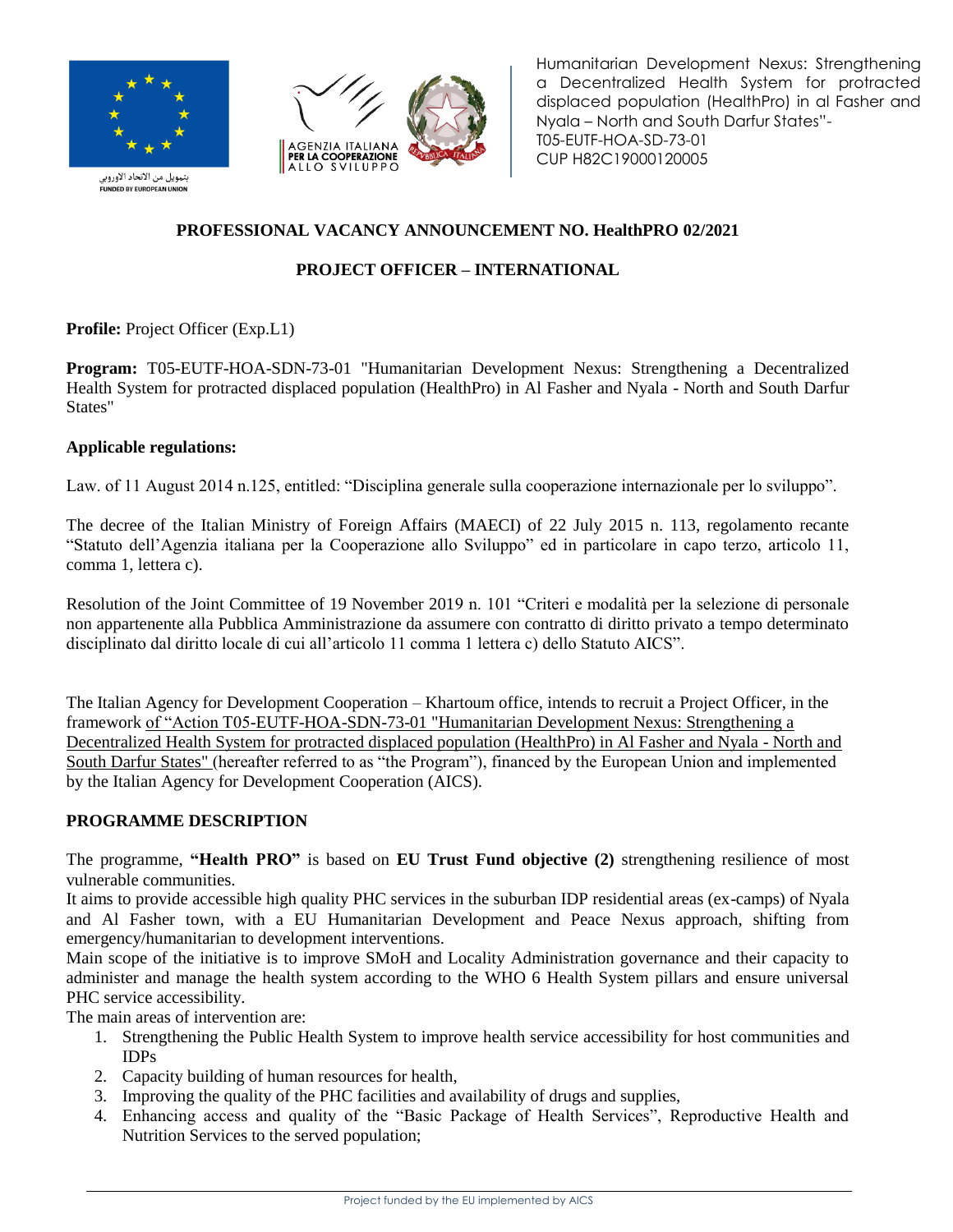بتمويل من الاتحاد الاوروبي
FUNDED BY EUROPEAN UNION

AGENZIA ITALIANA PER LA COOPERAZIONE ALLO SVILUPPO

Humanitarian Development Nexus: Strengthening a Decentralized Health System for protracted displaced population (HealthPro) in al Fasher and Nyala – North and South Darfur States"- T05-EUTF-HOA-SD-73-01
CUP H82C19000120005

## PROFESSIONAL VACANCY ANNOUNCEMENT NO. HealthPRO 02/2021

## PROJECT OFFICER – INTERNATIONAL

**Profile:** Project Officer (Exp.L1)

**Program:** T05-EUTF-HOA-SDN-73-01 "Humanitarian Development Nexus: Strengthening a Decentralized Health System for protracted displaced population (HealthPro) in Al Fasher and Nyala - North and South Darfur States"

**Applicable regulations:**

Law. of 11 August 2014 n.125, entitled: "Disciplina generale sulla cooperazione internazionale per lo sviluppo".

The decree of the Italian Ministry of Foreign Affairs (MAECI) of 22 July 2015 n. 113, regolamento recante "Statuto dell'Agenzia italiana per la Cooperazione allo Sviluppo" ed in particolare in capo terzo, articolo 11, comma 1, lettera c).

Resolution of the Joint Committee of 19 November 2019 n. 101 "Criteri e modalità per la selezione di personale non appartenente alla Pubblica Amministrazione da assumere con contratto di diritto privato a tempo determinato disciplinato dal diritto locale di cui all'articolo 11 comma 1 lettera c) dello Statuto AICS".

The Italian Agency for Development Cooperation – Khartoum office, intends to recruit a Project Officer, in the framework of "Action T05-EUTF-HOA-SDN-73-01 "Humanitarian Development Nexus: Strengthening a Decentralized Health System for protracted displaced population (HealthPro) in Al Fasher and Nyala - North and South Darfur States" (hereafter referred to as "the Program"), financed by the European Union and implemented by the Italian Agency for Development Cooperation (AICS).

**PROGRAMME DESCRIPTION**

The programme, **"Health PRO"** is based on **EU Trust Fund objective (2)** strengthening resilience of most vulnerable communities.
It aims to provide accessible high quality PHC services in the suburban IDP residential areas (ex-camps) of Nyala and Al Fasher town, with a EU Humanitarian Development and Peace Nexus approach, shifting from emergency/humanitarian to development interventions.
Main scope of the initiative is to improve SMoH and Locality Administration governance and their capacity to administer and manage the health system according to the WHO 6 Health System pillars and ensure universal PHC service accessibility.
The main areas of intervention are:

1. Strengthening the Public Health System to improve health service accessibility for host communities and IDPs
2. Capacity building of human resources for health,
3. Improving the quality of the PHC facilities and availability of drugs and supplies,
4. Enhancing access and quality of the "Basic Package of Health Services", Reproductive Health and Nutrition Services to the served population;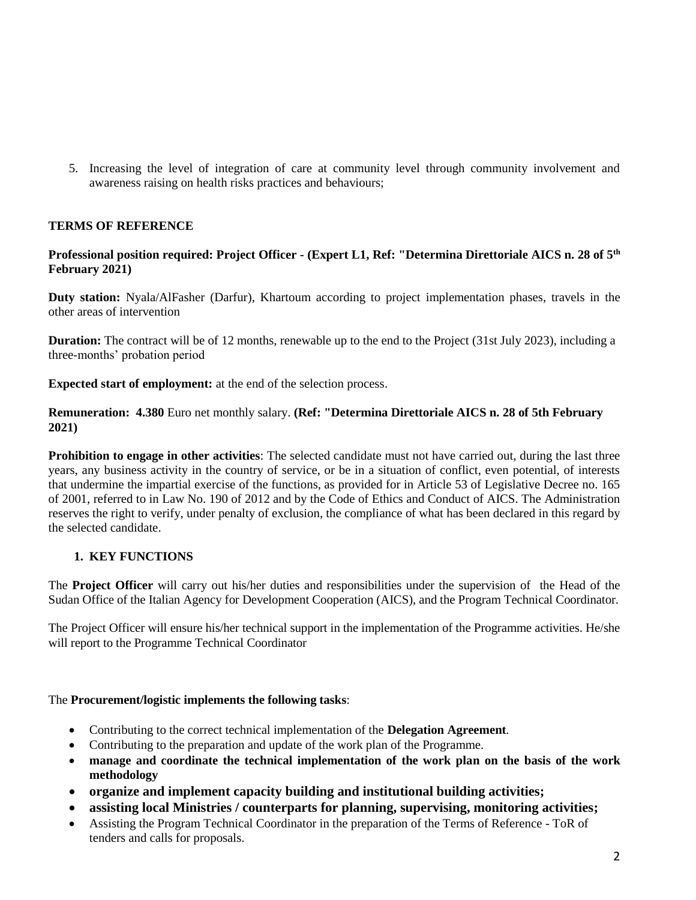5. Increasing the level of integration of care at community level through community involvement and awareness raising on health risks practices and behaviours;

**TERMS OF REFERENCE**

**Professional position required: Project Officer - (Expert L1, Ref: "Determina Direttoriale AICS n. 28 of 5th February 2021)**

**Duty station:** Nyala/AlFasher (Darfur), Khartoum according to project implementation phases, travels in the other areas of intervention

**Duration:** The contract will be of 12 months, renewable up to the end to the Project (31st July 2023), including a three-months' probation period

**Expected start of employment:** at the end of the selection process.

**Remuneration: 4.380** Euro net monthly salary. **(Ref: "Determina Direttoriale AICS n. 28 of 5th February 2021)**

**Prohibition to engage in other activities**: The selected candidate must not have carried out, during the last three years, any business activity in the country of service, or be in a situation of conflict, even potential, of interests that undermine the impartial exercise of the functions, as provided for in Article 53 of Legislative Decree no. 165 of 2001, referred to in Law No. 190 of 2012 and by the Code of Ethics and Conduct of AICS. The Administration reserves the right to verify, under penalty of exclusion, the compliance of what has been declared in this regard by the selected candidate.

## 1. KEY FUNCTIONS

The **Project Officer** will carry out his/her duties and responsibilities under the supervision of the Head of the Sudan Office of the Italian Agency for Development Cooperation (AICS), and the Program Technical Coordinator.

The Project Officer will ensure his/her technical support in the implementation of the Programme activities. He/she will report to the Programme Technical Coordinator

The **Procurement/logistic implements the following tasks**:

- Contributing to the correct technical implementation of the **Delegation Agreement**.
- Contributing to the preparation and update of the work plan of the Programme.
- **manage and coordinate the technical implementation of the work plan on the basis of the work methodology**
- **organize and implement capacity building and institutional building activities;**
- **assisting local Ministries / counterparts for planning, supervising, monitoring activities;**
- Assisting the Program Technical Coordinator in the preparation of the Terms of Reference - ToR of tenders and calls for proposals.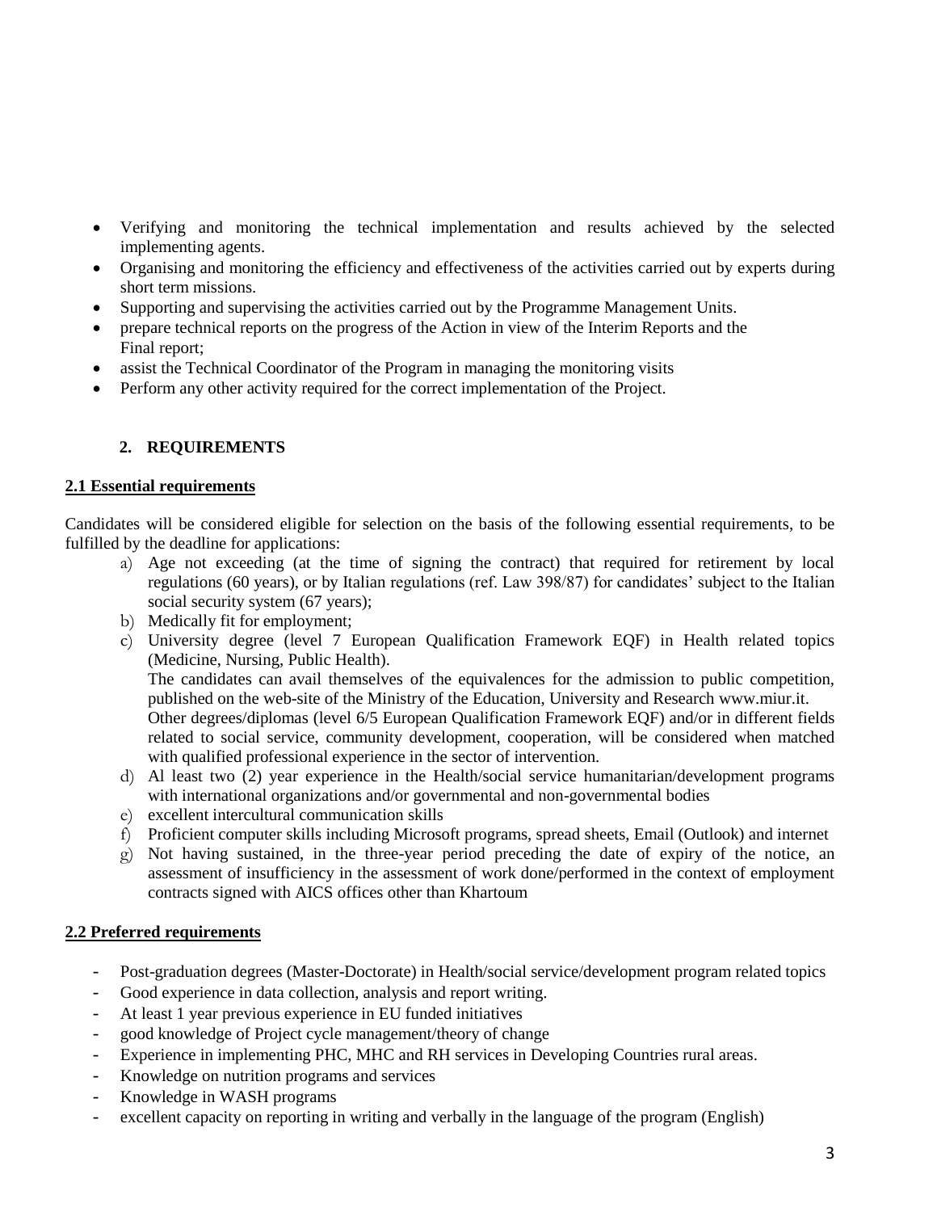- Verifying and monitoring the technical implementation and results achieved by the selected implementing agents.
- Organising and monitoring the efficiency and effectiveness of the activities carried out by experts during short term missions.
- Supporting and supervising the activities carried out by the Programme Management Units.
- prepare technical reports on the progress of the Action in view of the Interim Reports and the Final report;
- assist the Technical Coordinator of the Program in managing the monitoring visits
- Perform any other activity required for the correct implementation of the Project.

## 2. REQUIREMENTS

### 2.1 Essential requirements

Candidates will be considered eligible for selection on the basis of the following essential requirements, to be fulfilled by the deadline for applications:

a) Age not exceeding (at the time of signing the contract) that required for retirement by local regulations (60 years), or by Italian regulations (ref. Law 398/87) for candidates' subject to the Italian social security system (67 years);
b) Medically fit for employment;
c) University degree (level 7 European Qualification Framework EQF) in Health related topics (Medicine, Nursing, Public Health).
   The candidates can avail themselves of the equivalences for the admission to public competition, published on the web-site of the Ministry of the Education, University and Research www.miur.it.
   Other degrees/diplomas (level 6/5 European Qualification Framework EQF) and/or in different fields related to social service, community development, cooperation, will be considered when matched with qualified professional experience in the sector of intervention.
d) Al least two (2) year experience in the Health/social service humanitarian/development programs with international organizations and/or governmental and non-governmental bodies
e) excellent intercultural communication skills
f) Proficient computer skills including Microsoft programs, spread sheets, Email (Outlook) and internet
g) Not having sustained, in the three-year period preceding the date of expiry of the notice, an assessment of insufficiency in the assessment of work done/performed in the context of employment contracts signed with AICS offices other than Khartoum

### 2.2 Preferred requirements

- Post-graduation degrees (Master-Doctorate) in Health/social service/development program related topics
- Good experience in data collection, analysis and report writing.
- At least 1 year previous experience in EU funded initiatives
- good knowledge of Project cycle management/theory of change
- Experience in implementing PHC, MHC and RH services in Developing Countries rural areas.
- Knowledge on nutrition programs and services
- Knowledge in WASH programs
- excellent capacity on reporting in writing and verbally in the language of the program (English)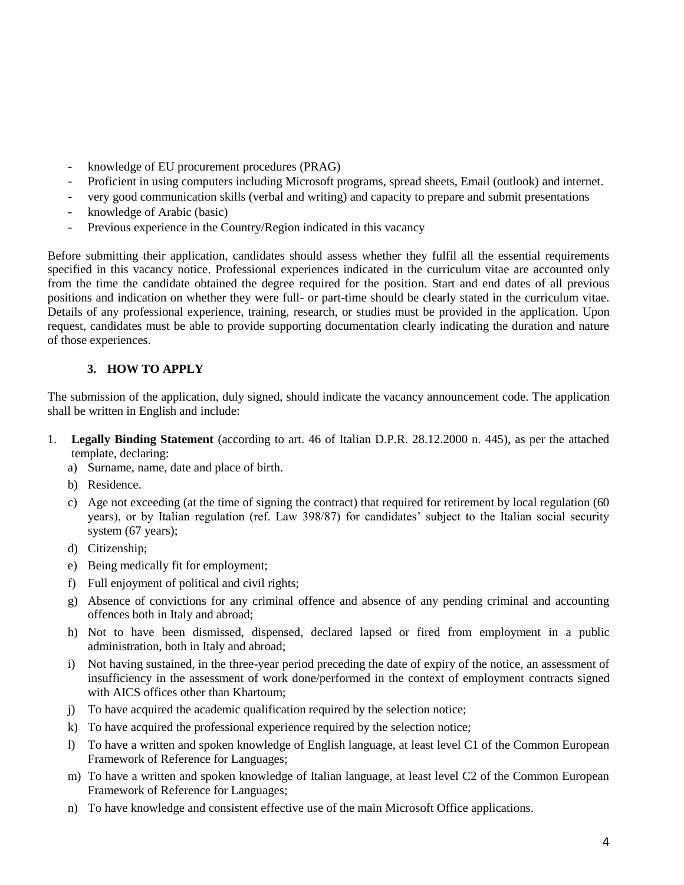- knowledge of EU procurement procedures (PRAG)
- Proficient in using computers including Microsoft programs, spread sheets, Email (outlook) and internet.
- very good communication skills (verbal and writing) and capacity to prepare and submit presentations
- knowledge of Arabic (basic)
- Previous experience in the Country/Region indicated in this vacancy

Before submitting their application, candidates should assess whether they fulfil all the essential requirements specified in this vacancy notice. Professional experiences indicated in the curriculum vitae are accounted only from the time the candidate obtained the degree required for the position. Start and end dates of all previous positions and indication on whether they were full- or part-time should be clearly stated in the curriculum vitae. Details of any professional experience, training, research, or studies must be provided in the application. Upon request, candidates must be able to provide supporting documentation clearly indicating the duration and nature of those experiences.

## 3. HOW TO APPLY

The submission of the application, duly signed, should indicate the vacancy announcement code. The application shall be written in English and include:

1. **Legally Binding Statement** (according to art. 46 of Italian D.P.R. 28.12.2000 n. 445), as per the attached template, declaring:
   a) Surname, name, date and place of birth.
   b) Residence.
   c) Age not exceeding (at the time of signing the contract) that required for retirement by local regulation (60 years), or by Italian regulation (ref. Law 398/87) for candidates' subject to the Italian social security system (67 years);
   d) Citizenship;
   e) Being medically fit for employment;
   f) Full enjoyment of political and civil rights;
   g) Absence of convictions for any criminal offence and absence of any pending criminal and accounting offences both in Italy and abroad;
   h) Not to have been dismissed, dispensed, declared lapsed or fired from employment in a public administration, both in Italy and abroad;
   i) Not having sustained, in the three-year period preceding the date of expiry of the notice, an assessment of insufficiency in the assessment of work done/performed in the context of employment contracts signed with AICS offices other than Khartoum;
   j) To have acquired the academic qualification required by the selection notice;
   k) To have acquired the professional experience required by the selection notice;
   l) To have a written and spoken knowledge of English language, at least level C1 of the Common European Framework of Reference for Languages;
   m) To have a written and spoken knowledge of Italian language, at least level C2 of the Common European Framework of Reference for Languages;
   n) To have knowledge and consistent effective use of the main Microsoft Office applications.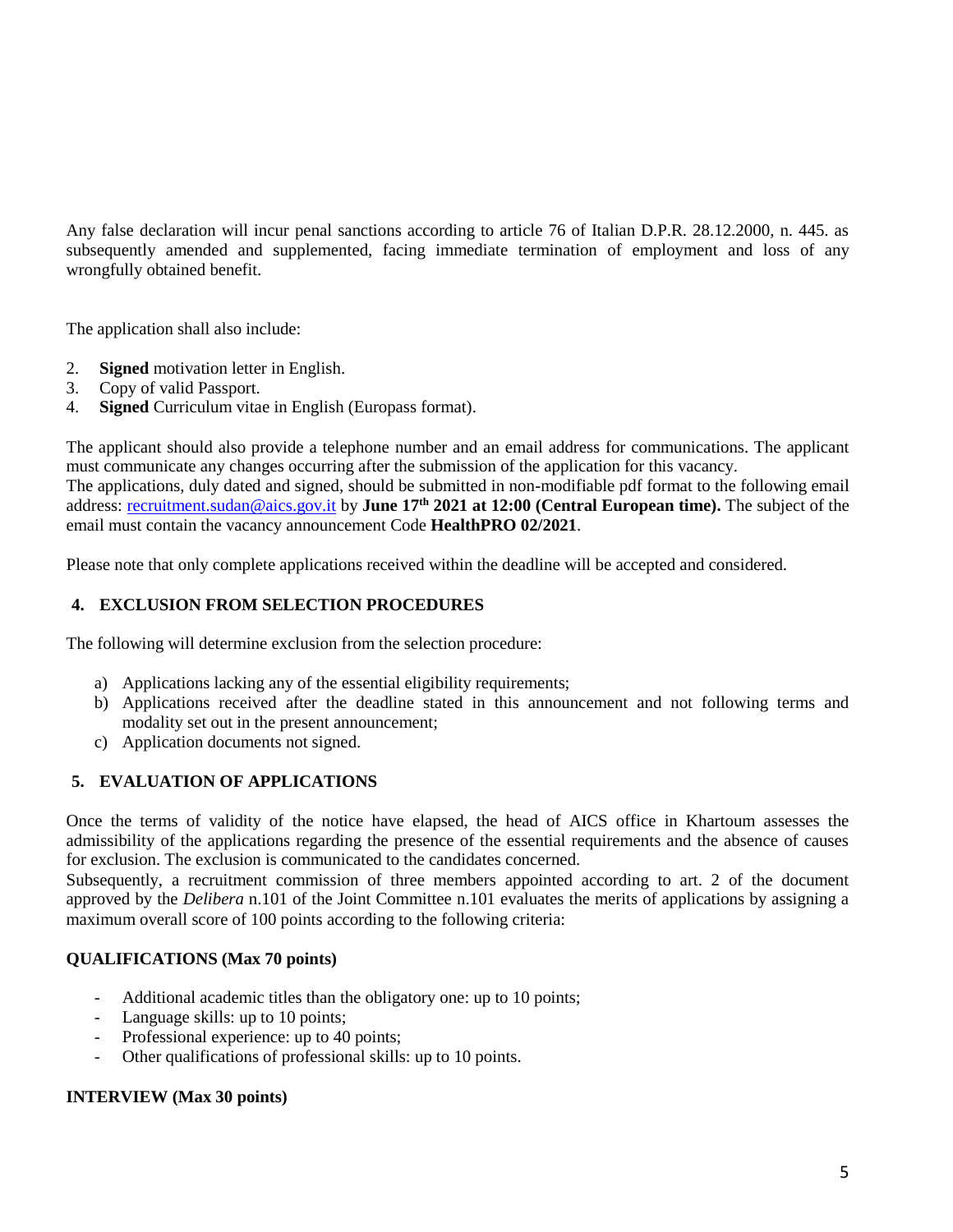Any false declaration will incur penal sanctions according to article 76 of Italian D.P.R. 28.12.2000, n. 445. as subsequently amended and supplemented, facing immediate termination of employment and loss of any wrongfully obtained benefit.

The application shall also include:

2. **Signed** motivation letter in English.
3. Copy of valid Passport.
4. **Signed** Curriculum vitae in English (Europass format).

The applicant should also provide a telephone number and an email address for communications. The applicant must communicate any changes occurring after the submission of the application for this vacancy.
The applications, duly dated and signed, should be submitted in non-modifiable pdf format to the following email address: recruitment.sudan@aics.gov.it by **June 17th 2021 at 12:00 (Central European time).** The subject of the email must contain the vacancy announcement Code **HealthPRO 02/2021**.

Please note that only complete applications received within the deadline will be accepted and considered.

## 4. EXCLUSION FROM SELECTION PROCEDURES

The following will determine exclusion from the selection procedure:

a) Applications lacking any of the essential eligibility requirements;
b) Applications received after the deadline stated in this announcement and not following terms and modality set out in the present announcement;
c) Application documents not signed.

## 5. EVALUATION OF APPLICATIONS

Once the terms of validity of the notice have elapsed, the head of AICS office in Khartoum assesses the admissibility of the applications regarding the presence of the essential requirements and the absence of causes for exclusion. The exclusion is communicated to the candidates concerned.
Subsequently, a recruitment commission of three members appointed according to art. 2 of the document approved by the *Delibera* n.101 of the Joint Committee n.101 evaluates the merits of applications by assigning a maximum overall score of 100 points according to the following criteria:

**QUALIFICATIONS (Max 70 points)**

- Additional academic titles than the obligatory one: up to 10 points;
- Language skills: up to 10 points;
- Professional experience: up to 40 points;
- Other qualifications of professional skills: up to 10 points.

**INTERVIEW (Max 30 points)**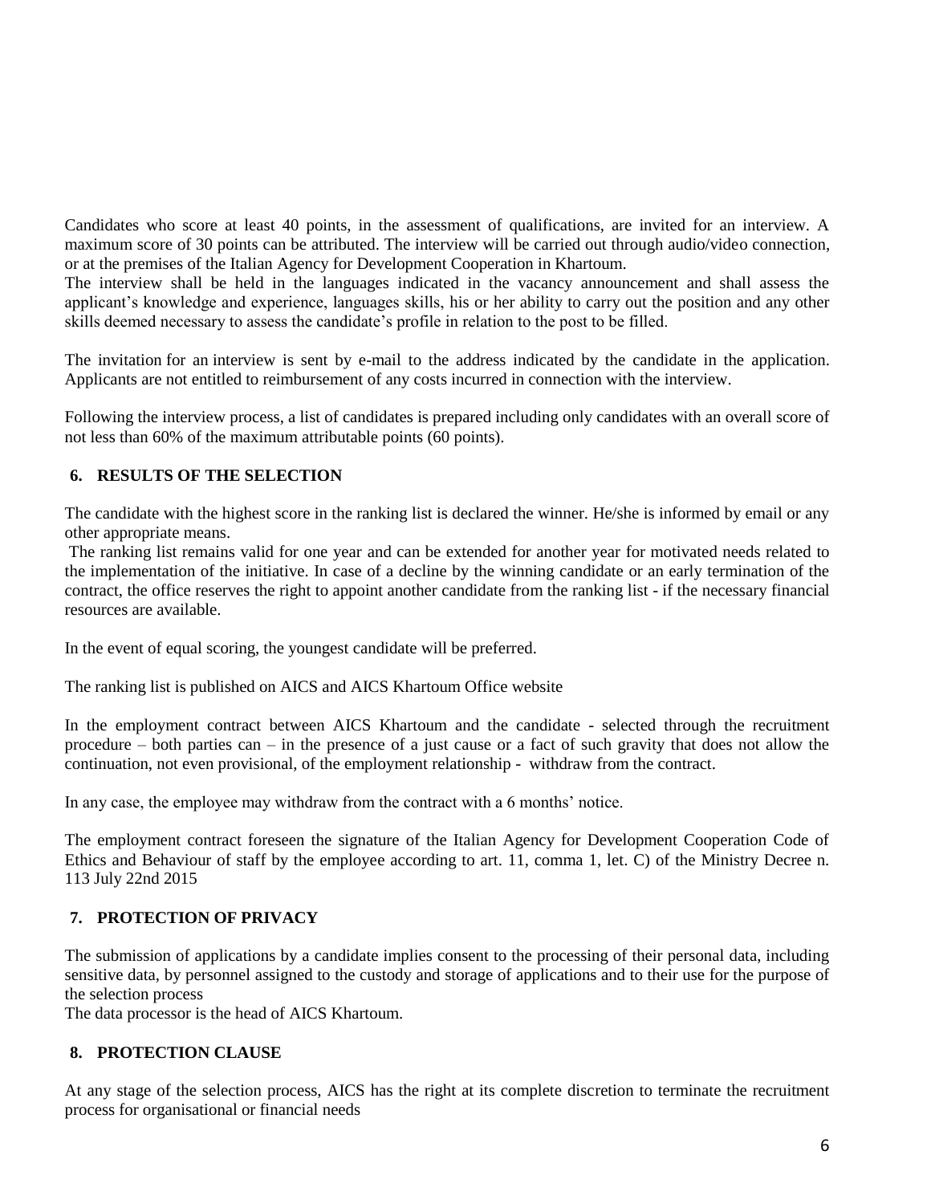Candidates who score at least 40 points, in the assessment of qualifications, are invited for an interview. A maximum score of 30 points can be attributed. The interview will be carried out through audio/video connection, or at the premises of the Italian Agency for Development Cooperation in Khartoum.

The interview shall be held in the languages indicated in the vacancy announcement and shall assess the applicant's knowledge and experience, languages skills, his or her ability to carry out the position and any other skills deemed necessary to assess the candidate's profile in relation to the post to be filled.

The invitation for an interview is sent by e-mail to the address indicated by the candidate in the application. Applicants are not entitled to reimbursement of any costs incurred in connection with the interview.

Following the interview process, a list of candidates is prepared including only candidates with an overall score of not less than 60% of the maximum attributable points (60 points).

## 6. RESULTS OF THE SELECTION

The candidate with the highest score in the ranking list is declared the winner. He/she is informed by email or any other appropriate means.

The ranking list remains valid for one year and can be extended for another year for motivated needs related to the implementation of the initiative. In case of a decline by the winning candidate or an early termination of the contract, the office reserves the right to appoint another candidate from the ranking list - if the necessary financial resources are available.

In the event of equal scoring, the youngest candidate will be preferred.

The ranking list is published on AICS and AICS Khartoum Office website

In the employment contract between AICS Khartoum and the candidate - selected through the recruitment procedure – both parties can – in the presence of a just cause or a fact of such gravity that does not allow the continuation, not even provisional, of the employment relationship - withdraw from the contract.

In any case, the employee may withdraw from the contract with a 6 months' notice.

The employment contract foreseen the signature of the Italian Agency for Development Cooperation Code of Ethics and Behaviour of staff by the employee according to art. 11, comma 1, let. C) of the Ministry Decree n. 113 July 22nd 2015

## 7. PROTECTION OF PRIVACY

The submission of applications by a candidate implies consent to the processing of their personal data, including sensitive data, by personnel assigned to the custody and storage of applications and to their use for the purpose of the selection process

The data processor is the head of AICS Khartoum.

## 8. PROTECTION CLAUSE

At any stage of the selection process, AICS has the right at its complete discretion to terminate the recruitment process for organisational or financial needs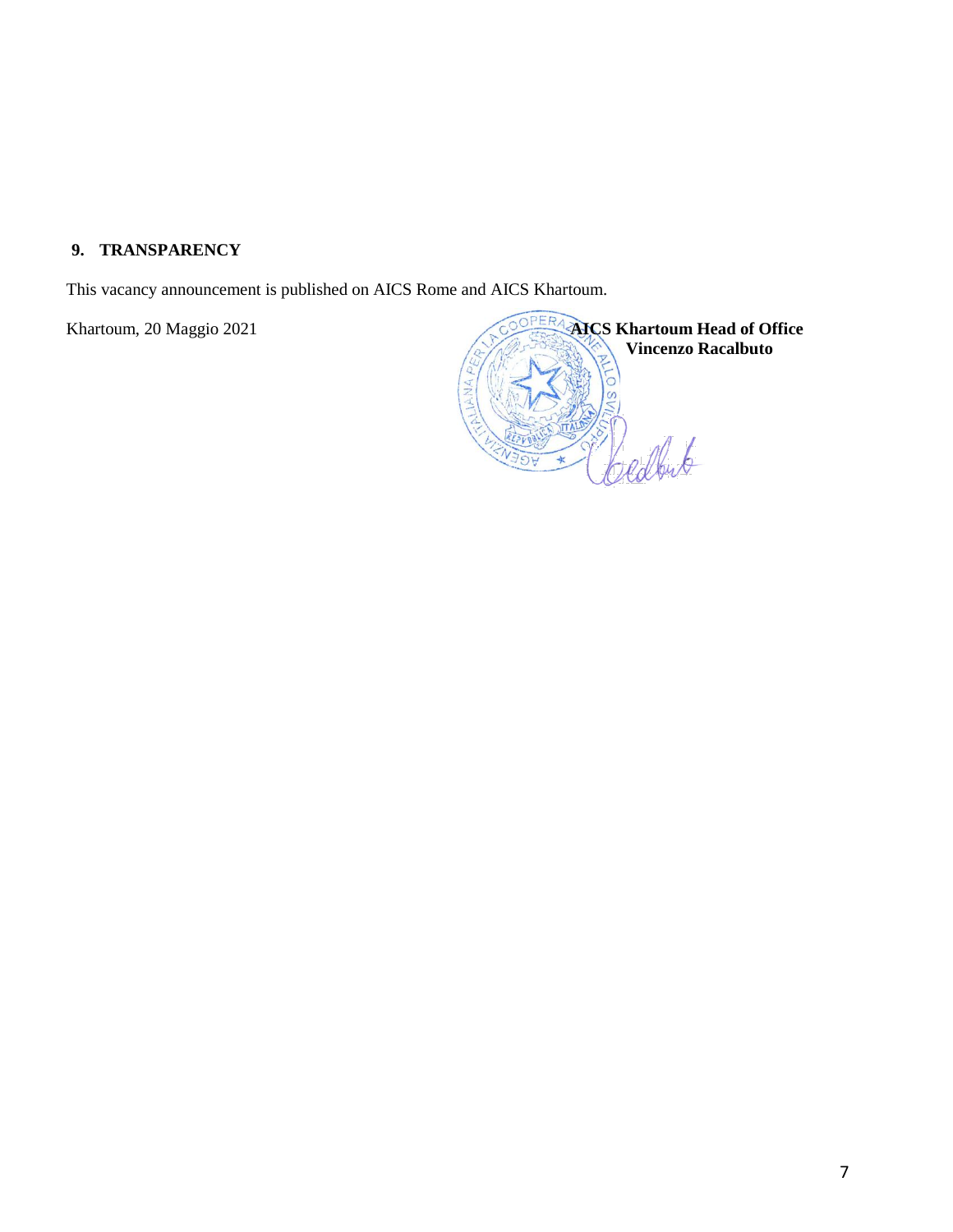## 9. TRANSPARENCY

This vacancy announcement is published on AICS Rome and AICS Khartoum.

Khartoum, 20 Maggio 2021

**AICS Khartoum Head of Office**
**Vincenzo Racalbuto**